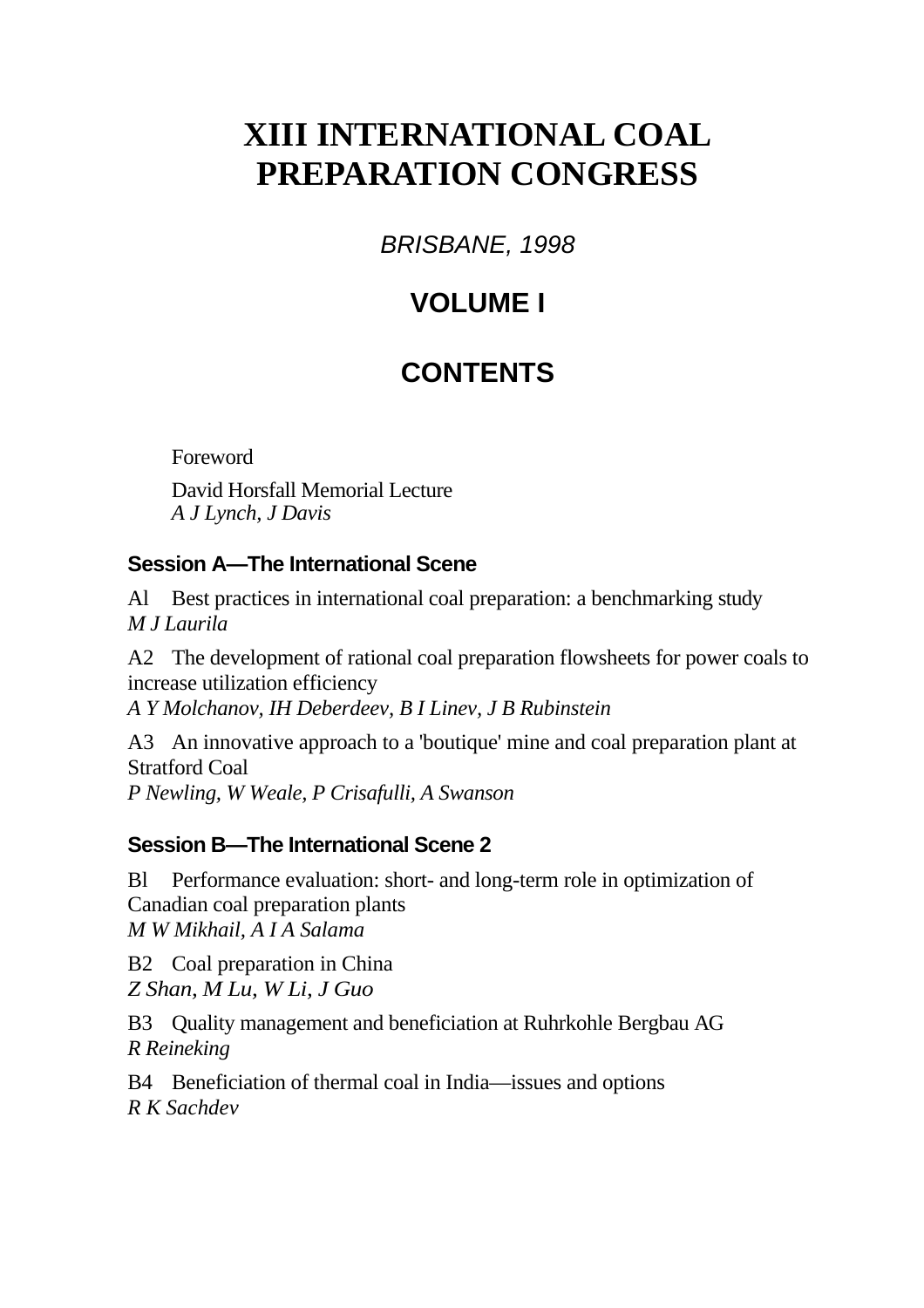# XIII INTERNATIONAL COAL PREPARATION CONGRESS

*BRISBANE, 1998*

## VOLUME I

## CONTENTS

Foreword

David Horsfall Memorial Lecture
*A J Lynch, J Davis*

### Session A—The International Scene

Al Best practices in international coal preparation: a benchmarking study
*M J Laurila*

A2 The development of rational coal preparation flowsheets for power coals to increase utilization efficiency
*A Y Molchanov, IH Deberdeev, B I Linev, J B Rubinstein*

A3 An innovative approach to a 'boutique' mine and coal preparation plant at Stratford Coal
*P Newling, W Weale, P Crisafulli, A Swanson*

### Session B—The International Scene 2

Bl Performance evaluation: short- and long-term role in optimization of Canadian coal preparation plants
*M W Mikhail, A I A Salama*

B2 Coal preparation in China
*Z Shan, M Lu, W Li, J Guo*

B3 Quality management and beneficiation at Ruhrkohle Bergbau AG
*R Reineking*

B4 Beneficiation of thermal coal in India—issues and options
*R K Sachdev*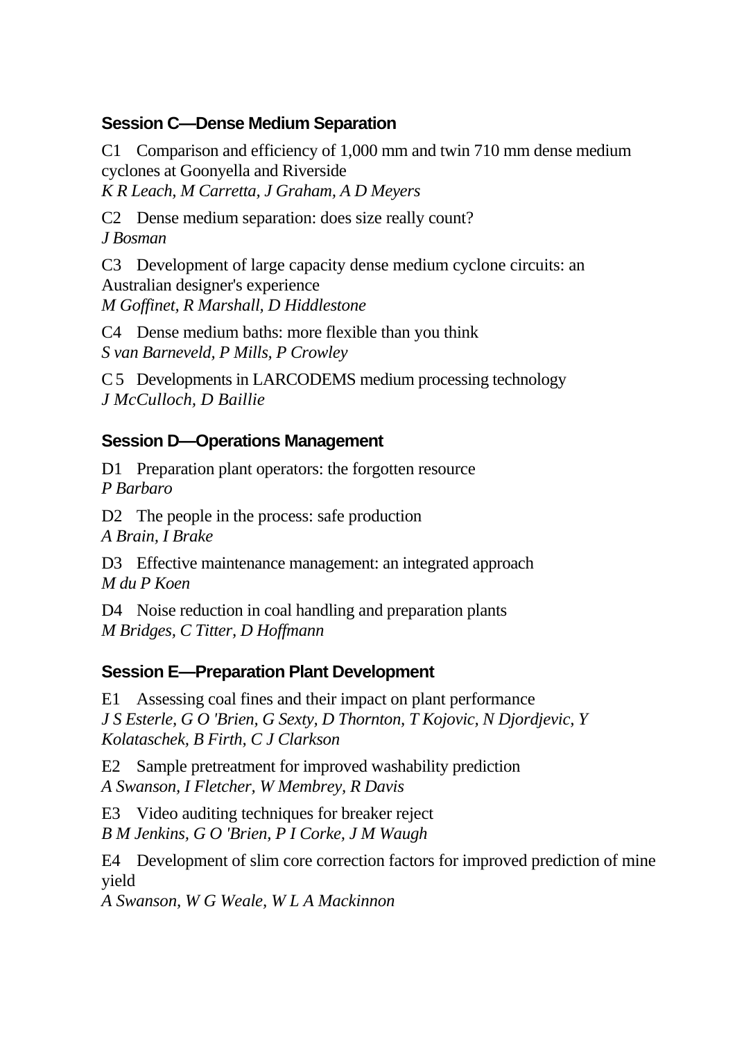## Session C—Dense Medium Separation

C1 Comparison and efficiency of 1,000 mm and twin 710 mm dense medium cyclones at Goonyella and Riverside
*K R Leach, M Carretta, J Graham, A D Meyers*

C2 Dense medium separation: does size really count?
*J Bosman*

C3 Development of large capacity dense medium cyclone circuits: an Australian designer's experience
*M Goffinet, R Marshall, D Hiddlestone*

C4 Dense medium baths: more flexible than you think
*S van Barneveld, P Mills, P Crowley*

C 5 Developments in LARCODEMS medium processing technology
*J McCulloch, D Baillie*

## Session D—Operations Management

D1 Preparation plant operators: the forgotten resource
*P Barbaro*

D2 The people in the process: safe production
*A Brain, I Brake*

D3 Effective maintenance management: an integrated approach
*M du P Koen*

D4 Noise reduction in coal handling and preparation plants
*M Bridges, C Titter, D Hoffmann*

## Session E—Preparation Plant Development

E1 Assessing coal fines and their impact on plant performance
*J S Esterle, G O 'Brien, G Sexty, D Thornton, T Kojovic, N Djordjevic, Y Kolataschek, B Firth, C J Clarkson*

E2 Sample pretreatment for improved washability prediction
*A Swanson, I Fletcher, W Membrey, R Davis*

E3 Video auditing techniques for breaker reject
*B M Jenkins, G O 'Brien, P I Corke, J M Waugh*

E4 Development of slim core correction factors for improved prediction of mine yield
*A Swanson, W G Weale, W L A Mackinnon*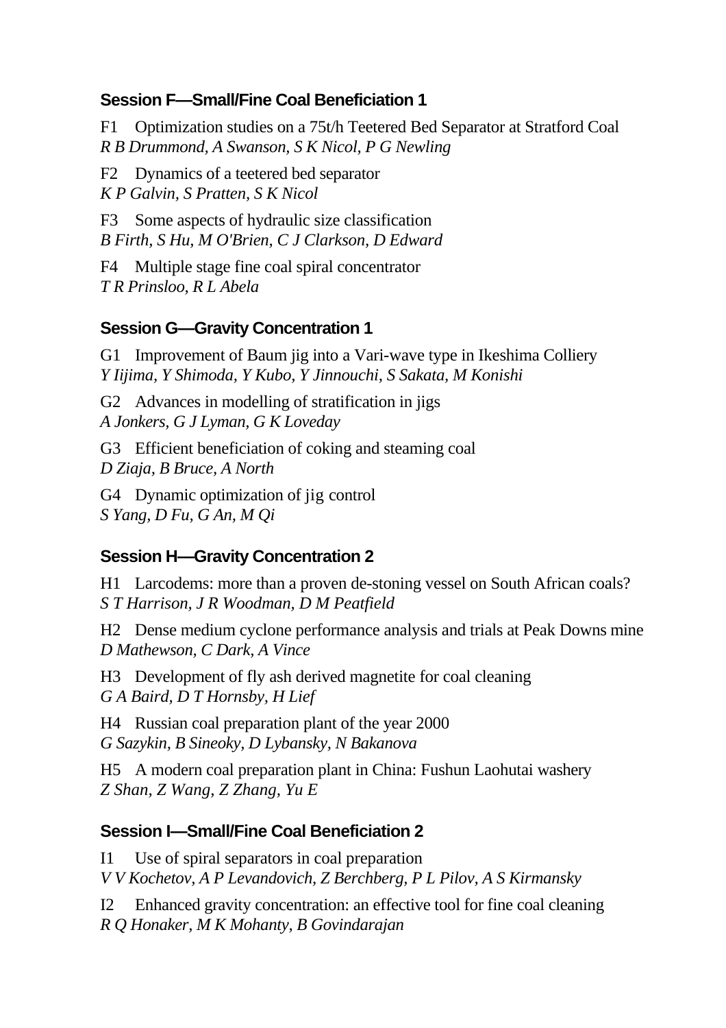### Session F—Small/Fine Coal Beneficiation 1

F1 Optimization studies on a 75t/h Teetered Bed Separator at Stratford Coal
*R B Drummond, A Swanson, S K Nicol, P G Newling*

F2 Dynamics of a teetered bed separator
*K P Galvin, S Pratten, S K Nicol*

F3 Some aspects of hydraulic size classification
*B Firth, S Hu, M O'Brien, C J Clarkson, D Edward*

F4 Multiple stage fine coal spiral concentrator
*T R Prinsloo, R L Abela*

### Session G—Gravity Concentration 1

G1 Improvement of Baum jig into a Vari-wave type in Ikeshima Colliery
*Y Iijima, Y Shimoda, Y Kubo, Y Jinnouchi, S Sakata, M Konishi*

G2 Advances in modelling of stratification in jigs
*A Jonkers, G J Lyman, G K Loveday*

G3 Efficient beneficiation of coking and steaming coal
*D Ziaja, B Bruce, A North*

G4 Dynamic optimization of jig control
*S Yang, D Fu, G An, M Qi*

### Session H—Gravity Concentration 2

H1 Larcodems: more than a proven de-stoning vessel on South African coals?
*S T Harrison, J R Woodman, D M Peatfield*

H2 Dense medium cyclone performance analysis and trials at Peak Downs mine
*D Mathewson, C Dark, A Vince*

H3 Development of fly ash derived magnetite for coal cleaning
*G A Baird, D T Hornsby, H Lief*

H4 Russian coal preparation plant of the year 2000
*G Sazykin, B Sineoky, D Lybansky, N Bakanova*

H5 A modern coal preparation plant in China: Fushun Laohutai washery
*Z Shan, Z Wang, Z Zhang, Yu E*

### Session I—Small/Fine Coal Beneficiation 2

I1 Use of spiral separators in coal preparation
*V V Kochetov, A P Levandovich, Z Berchberg, P L Pilov, A S Kirmansky*

I2 Enhanced gravity concentration: an effective tool for fine coal cleaning
*R Q Honaker, M K Mohanty, B Govindarajan*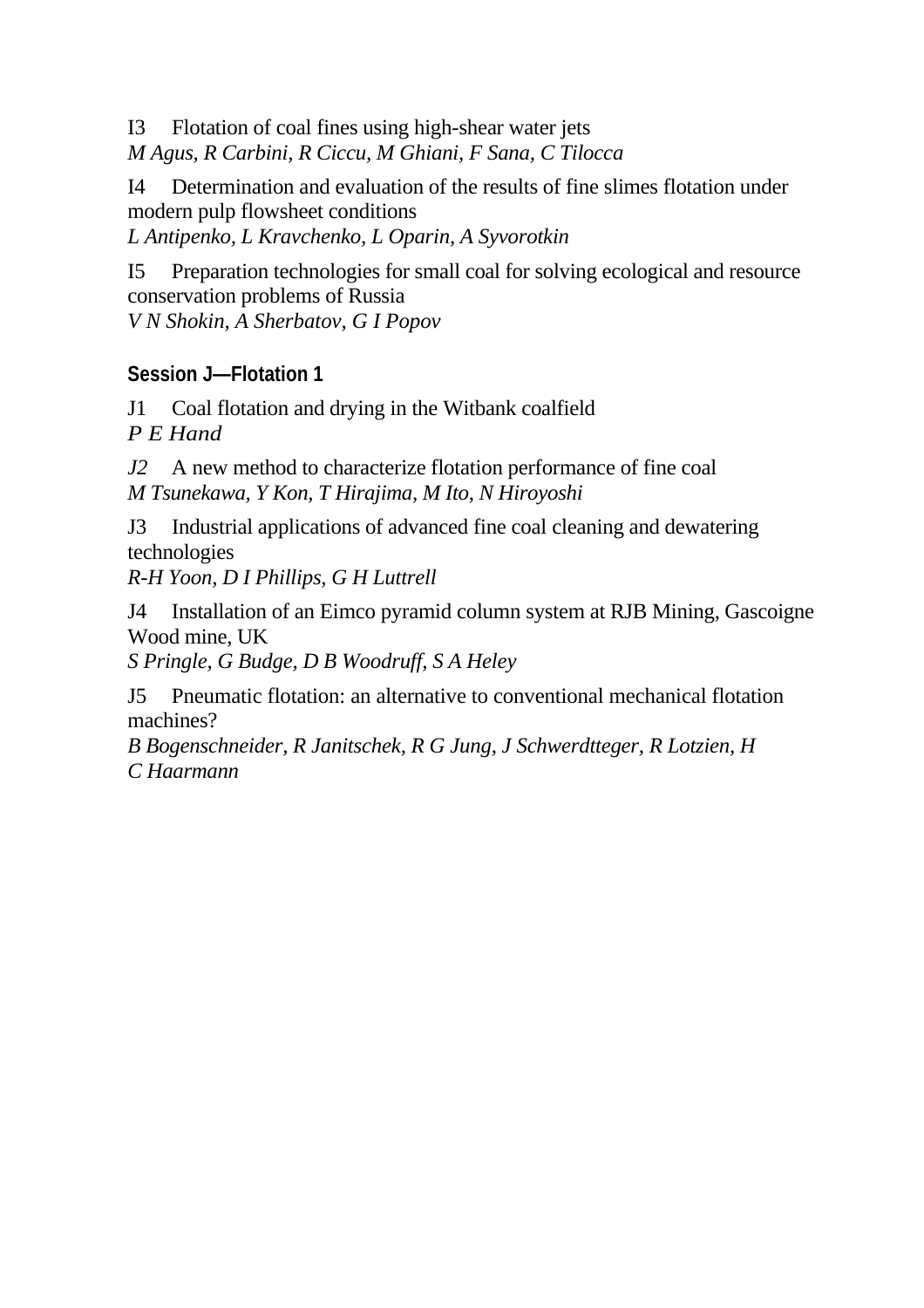I3 Flotation of coal fines using high-shear water jets
*M Agus, R Carbini, R Ciccu, M Ghiani, F Sana, C Tilocca*

I4 Determination and evaluation of the results of fine slimes flotation under modern pulp flowsheet conditions
*L Antipenko, L Kravchenko, L Oparin, A Syvorotkin*

I5 Preparation technologies for small coal for solving ecological and resource conservation problems of Russia
*V N Shokin, A Sherbatov, G I Popov*

**Session J—Flotation 1**

J1 Coal flotation and drying in the Witbank coalfield
*P E Hand*

*J2* A new method to characterize flotation performance of fine coal
*M Tsunekawa, Y Kon, T Hirajima, M Ito, N Hiroyoshi*

J3 Industrial applications of advanced fine coal cleaning and dewatering technologies
*R-H Yoon, D I Phillips, G H Luttrell*

J4 Installation of an Eimco pyramid column system at RJB Mining, Gascoigne Wood mine, UK
*S Pringle, G Budge, D B Woodruff, S A Heley*

J5 Pneumatic flotation: an alternative to conventional mechanical flotation machines?
*B Bogenschneider, R Janitschek, R G Jung, J Schwerdtteger, R Lotzien, H C Haarmann*